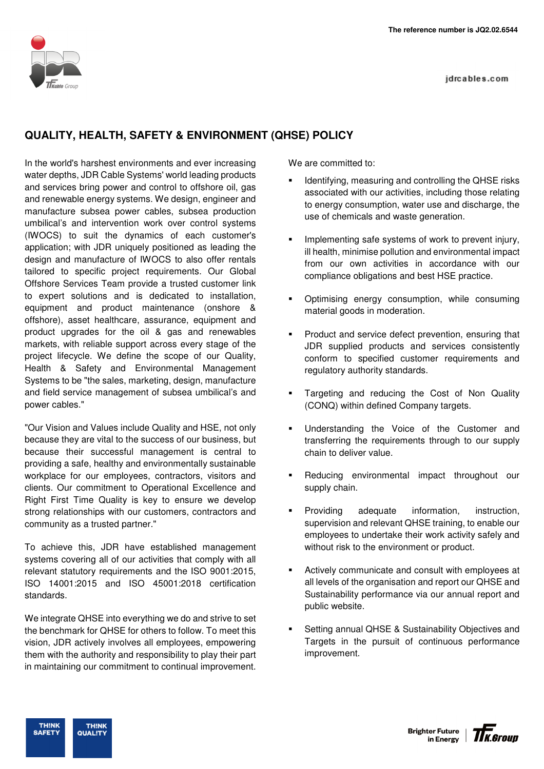The reference number is JQ2.02.6544

jdrcables.com

# QUALITY, HEALTH, SAFETY & ENVIRONMENT (QHSE) POLICY

In the world's harshest environments and ever increasing water depths, JDR Cable Systems' world leading products and services bring power and control to offshore oil, gas and renewable energy systems. We design, engineer and manufacture subsea power cables, subsea production umbilical's and intervention work over control systems (IWOCS) to suit the dynamics of each customer's application; with JDR uniquely positioned as leading the design and manufacture of IWOCS to also offer rentals tailored to specific project requirements. Our Global Offshore Services Team provide a trusted customer link to expert solutions and is dedicated to installation, equipment and product maintenance (onshore & offshore), asset healthcare, assurance, equipment and product upgrades for the oil & gas and renewables markets, with reliable support across every stage of the project lifecycle. We define the scope of our Quality, Health & Safety and Environmental Management Systems to be "the sales, marketing, design, manufacture and field service management of subsea umbilical's and power cables."

"Our Vision and Values include Quality and HSE, not only because they are vital to the success of our business, but because their successful management is central to providing a safe, healthy and environmentally sustainable workplace for our employees, contractors, visitors and clients. Our commitment to Operational Excellence and Right First Time Quality is key to ensure we develop strong relationships with our customers, contractors and community as a trusted partner."

To achieve this, JDR have established management systems covering all of our activities that comply with all relevant statutory requirements and the ISO 9001:2015, ISO 14001:2015 and ISO 45001:2018 certification standards.

We integrate QHSE into everything we do and strive to set the benchmark for QHSE for others to follow. To meet this vision, JDR actively involves all employees, empowering them with the authority and responsibility to play their part in maintaining our commitment to continual improvement.

We are committed to:

- Identifying, measuring and controlling the QHSE risks associated with our activities, including those relating to energy consumption, water use and discharge, the use of chemicals and waste generation.
- Implementing safe systems of work to prevent injury, ill health, minimise pollution and environmental impact from our own activities in accordance with our compliance obligations and best HSE practice.
- Optimising energy consumption, while consuming material goods in moderation.
- Product and service defect prevention, ensuring that JDR supplied products and services consistently conform to specified customer requirements and regulatory authority standards.
- Targeting and reducing the Cost of Non Quality (CONQ) within defined Company targets.
- Understanding the Voice of the Customer and transferring the requirements through to our supply chain to deliver value.
- Reducing environmental impact throughout our supply chain.
- Providing adequate information, instruction, supervision and relevant QHSE training, to enable our employees to undertake their work activity safely and without risk to the environment or product.
- Actively communicate and consult with employees at all levels of the organisation and report our QHSE and Sustainability performance via our annual report and public website.
- Setting annual QHSE & Sustainability Objectives and Targets in the pursuit of continuous performance improvement.

THINK SAFETY THINK QUALITY

Brighter Future in Energy | TFK.Group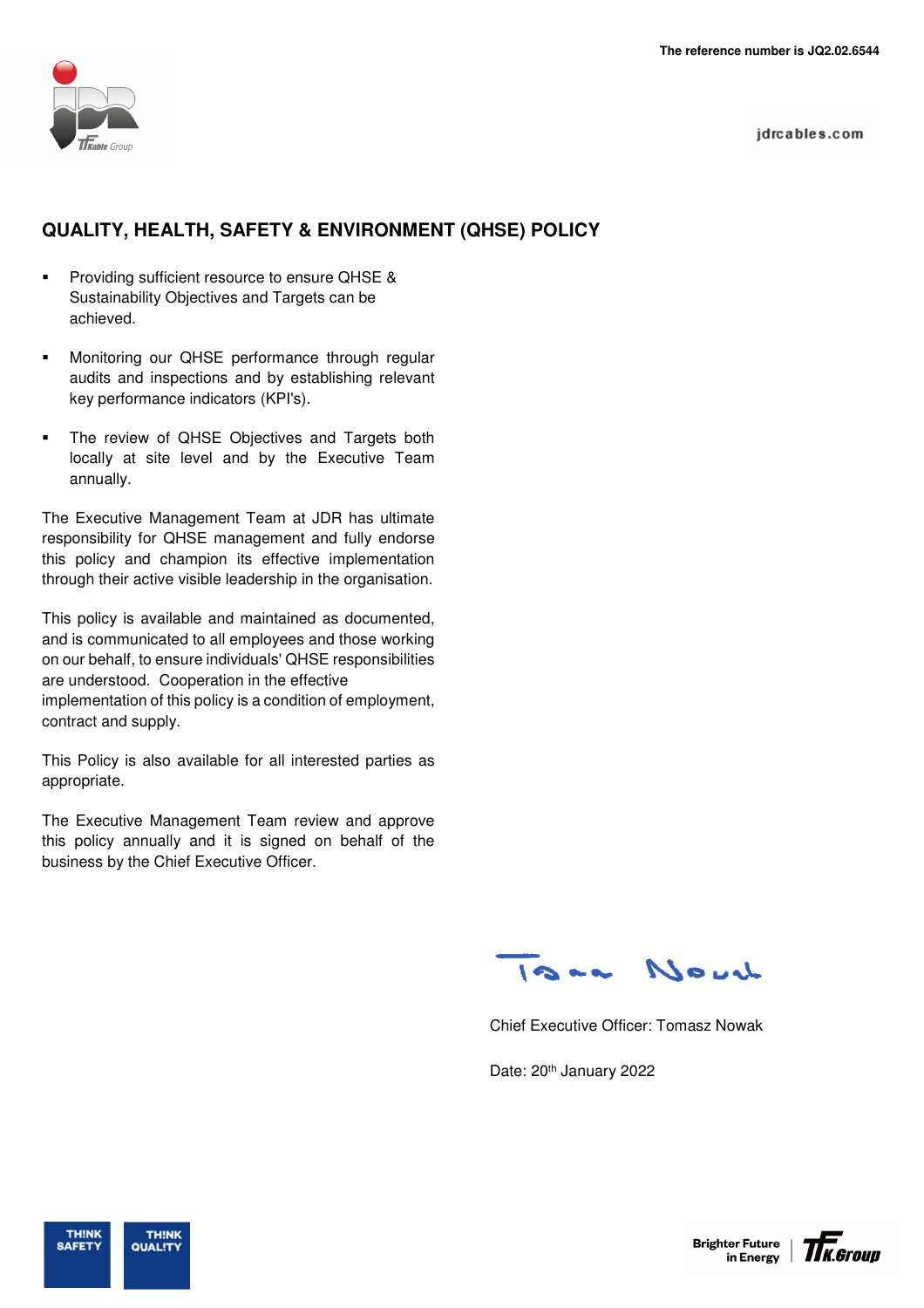## QUALITY, HEALTH, SAFETY & ENVIRONMENT (QHSE) POLICY

- Providing sufficient resource to ensure QHSE & Sustainability Objectives and Targets can be achieved.
- Monitoring our QHSE performance through regular audits and inspections and by establishing relevant key performance indicators (KPI's).
- The review of QHSE Objectives and Targets both locally at site level and by the Executive Team annually.

The Executive Management Team at JDR has ultimate responsibility for QHSE management and fully endorse this policy and champion its effective implementation through their active visible leadership in the organisation.

This policy is available and maintained as documented, and is communicated to all employees and those working on our behalf, to ensure individuals' QHSE responsibilities are understood. Cooperation in the effective implementation of this policy is a condition of employment, contract and supply.

This Policy is also available for all interested parties as appropriate.

The Executive Management Team review and approve this policy annually and it is signed on behalf of the business by the Chief Executive Officer.

Chief Executive Officer: Tomasz Nowak

Date: 20th January 2022